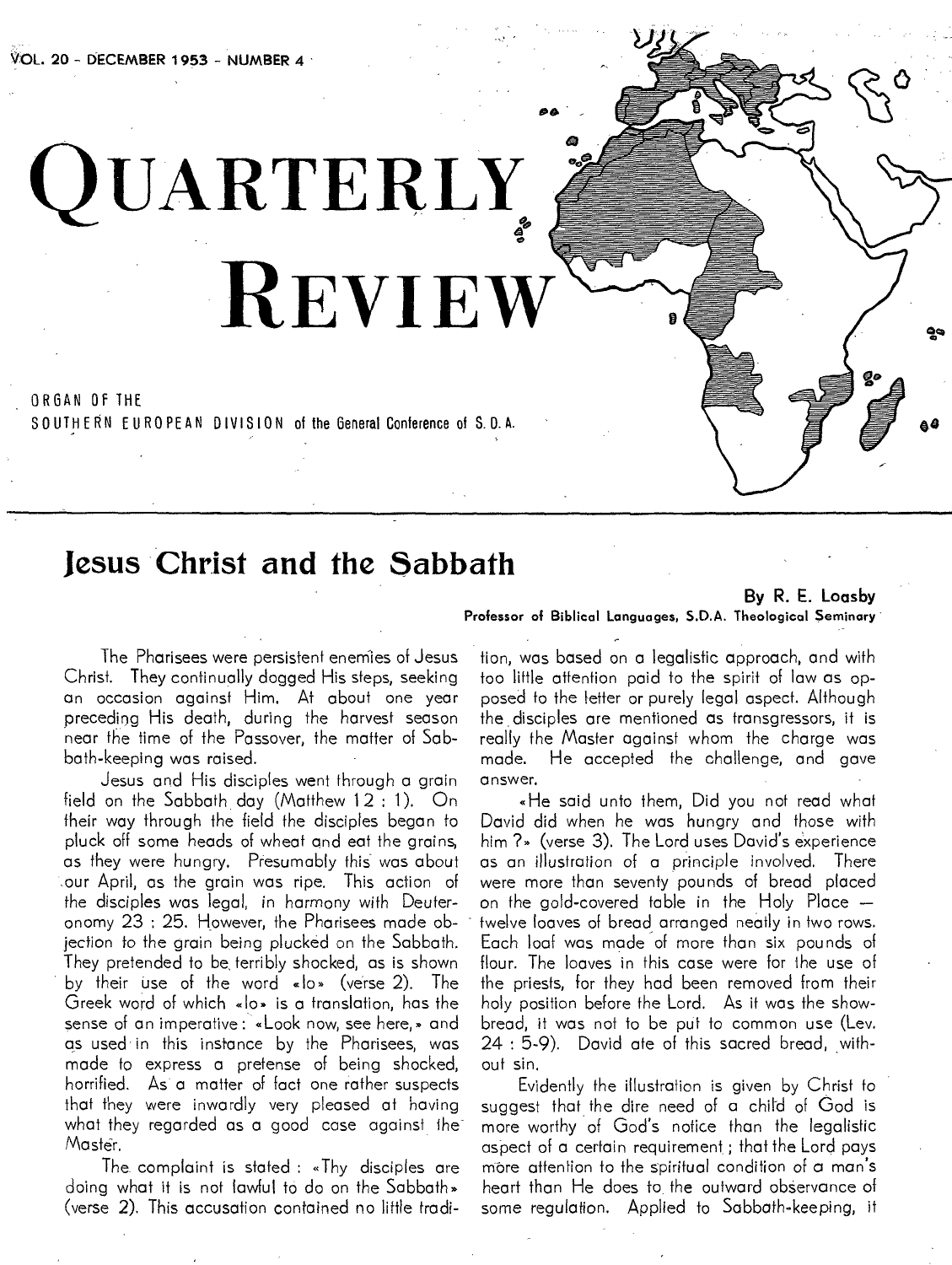VOL. 20 - DECEMBER 1953 - NUMBER 4

# QUARTERLY REVIEW

ORGAN OF THE
SOUTHERN EUROPEAN DIVISION of the General Conference of S. D. A.

## Jesus Christ and the Sabbath

**By R. E. Loasby**
**Professor of Biblical Languages, S.D.A. Theological Seminary**

The Pharisees were persistent enemies of Jesus Christ. They continually dogged His steps, seeking an occasion against Him. At about one year preceding His death, during the harvest season near the time of the Passover, the matter of Sabbath-keeping was raised.

Jesus and His disciples went through a grain field on the Sabbath day (Matthew 12 : 1). On their way through the field the disciples began to pluck off some heads of wheat and eat the grains, as they were hungry. Presumably this was about our April, as the grain was ripe. This action of the disciples was legal, in harmony with Deuteronomy 23 : 25. However, the Pharisees made objection to the grain being plucked on the Sabbath. They pretended to be terribly shocked, as is shown by their use of the word «lo» (verse 2). The Greek word of which «lo» is a translation, has the sense of an imperative: «Look now, see here,» and as used in this instance by the Pharisees, was made to express a pretense of being shocked, horrified. As a matter of fact one rather suspects that they were inwardly very pleased at having what they regarded as a good case against the Master.

The complaint is stated : «Thy disciples are doing what it is not lawful to do on the Sabbath» (verse 2). This accusation contained no little tradition, was based on a legalistic approach, and with too little attention paid to the spirit of law as opposed to the letter or purely legal aspect. Although the disciples are mentioned as transgressors, it is really the Master against whom the charge was made. He accepted the challenge, and gave answer.

«He said unto them, Did you not read what David did when he was hungry and those with him ?» (verse 3). The Lord uses David's experience as an illustration of a principle involved. There were more than seventy pounds of bread placed on the gold-covered table in the Holy Place — twelve loaves of bread arranged neatly in two rows. Each loaf was made of more than six pounds of flour. The loaves in this case were for the use of the priests, for they had been removed from their holy position before the Lord. As it was the showbread, it was not to be put to common use (Lev. 24 : 5-9). David ate of this sacred bread, without sin.

Evidently the illustration is given by Christ to suggest that the dire need of a child of God is more worthy of God's notice than the legalistic aspect of a certain requirement ; that the Lord pays more attention to the spiritual condition of a man's heart than He does to the outward observance of some regulation. Applied to Sabbath-keeping, it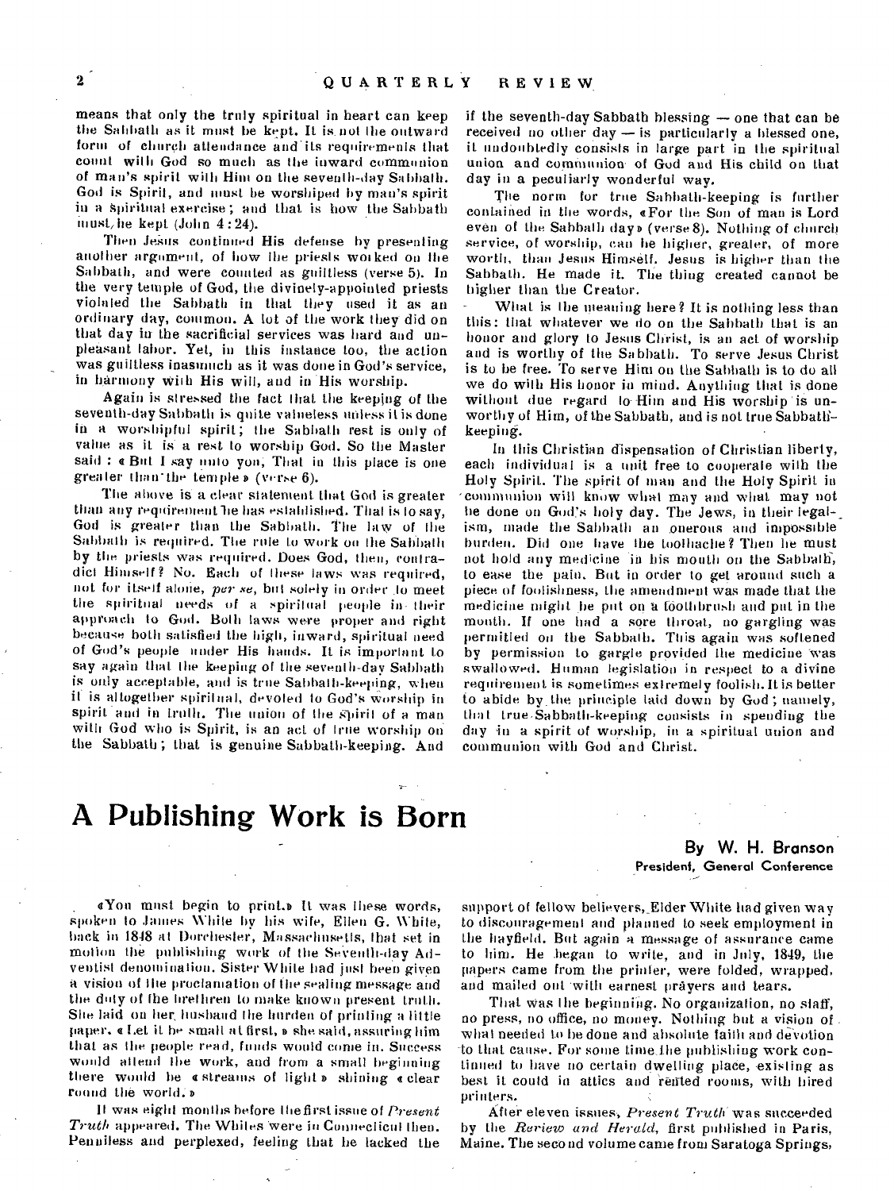means that only the truly spiritual in heart can keep the Sabbath as it must be kept. It is not the outward form of church attendance and its requirements that count with God so much as the inward communion of man's spirit with Him on the seventh-day Sabbath. God is Spirit, and must be worshiped by man's spirit in a spiritual exercise; and that is how the Sabbath must be kept (John 4:24).

Then Jesus continued His defense by presenting another argument, of how the priests worked on the Sabbath, and were counted as guiltless (verse 5). In the very temple of God, the divinely-appointed priests violated the Sabbath in that they used it as an ordinary day, common. A lot of the work they did on that day in the sacrificial services was hard and unpleasant labor. Yet, in this instance too, the action was guiltless inasmuch as it was done in God's service, in harmony with His will, and in His worship.

Again is stressed the fact that the keeping of the seventh-day Sabbath is quite valueless unless it is done in a worshipful spirit; the Sabbath rest is only of value as it is a rest to worship God. So the Master said: « But I say unto you, That in this place is one greater than the temple » (verse 6).

The above is a clear statement that God is greater than any requirement He has established. That is to say, God is greater than the Sabbath. The law of the Sabbath is required. The rule to work on the Sabbath by the priests was required. Does God, then, contradict Himself? No. Each of these laws was required, not for itself alone, *per se*, but solely in order to meet the spiritual needs of a spiritual people in their approach to God. Both laws were proper and right because both satisfied the high, inward, spiritual need of God's people under His hands. It is important to say again that the keeping of the seventh-day Sabbath is only acceptable, and is true Sabbath-keeping, when it is altogether spiritual, devoted to God's worship in spirit and in truth. The union of the spirit of a man with God who is Spirit, is an act of true worship on the Sabbath; that is genuine Sabbath-keeping. And if the seventh-day Sabbath blessing — one that can be received no other day — is particularly a blessed one, it undoubtedly consists in large part in the spiritual union and communion of God and His child on that day in a peculiarly wonderful way.

The norm for true Sabbath-keeping is further contained in the words, « For the Son of man is Lord even of the Sabbath day » (verse 8). Nothing of church service, of worship, can be higher, greater, of more worth, than Jesus Himself. Jesus is higher than the Sabbath. He made it. The thing created cannot be higher than the Creator.

What is the meaning here? It is nothing less than this: that whatever we do on the Sabbath that is an honor and glory to Jesus Christ, is an act of worship and is worthy of the Sabbath. To serve Jesus Christ is to be free. To serve Him on the Sabbath is to do all we do with His honor in mind. Anything that is done without due regard to Him and His worship is unworthy of Him, of the Sabbath, and is not true Sabbath-keeping.

In this Christian dispensation of Christian liberty, each individual is a unit free to cooperate with the Holy Spirit. The spirit of man and the Holy Spirit in communion will know what may and what may not be done on God's holy day. The Jews, in their legalism, made the Sabbath an onerous and impossible burden. Did one have the toothache? Then he must not hold any medicine in his mouth on the Sabbath, to ease the pain. But in order to get around such a piece of foolishness, the amendment was made that the medicine might be put on a toothbrush and put in the mouth. If one had a sore throat, no gargling was permitted on the Sabbath. This again was softened by permission to gargle provided the medicine was swallowed. Human legislation in respect to a divine requirement is sometimes extremely foolish. It is better to abide by the principle laid down by God; namely, that true Sabbath-keeping consists in spending the day in a spirit of worship, in a spiritual union and communion with God and Christ.

# A Publishing Work is Born

**By W. H. Branson**
**President, General Conference**

«You must begin to print.» It was these words, spoken to James White by his wife, Ellen G. White, back in 1848 at Dorchester, Massachusetts, that set in motion the publishing work of the Seventh-day Adventist denomination. Sister White had just been given a vision of the proclamation of the sealing message and the duty of the brethren to make known present truth. She laid on her husband the burden of printing a little paper. « Let it be small at first, » she said, assuring him that as the people read, funds would come in. Success would attend the work, and from a small beginning there would be « streams of light » shining « clear round the world. »

It was eight months before the first issue of *Present Truth* appeared. The Whites were in Connecticut then. Penniless and perplexed, feeling that he lacked the support of fellow believers, Elder White had given way to discouragement and planned to seek employment in the hayfield. But again a message of assurance came to him. He began to write, and in July, 1849, the papers came from the printer, were folded, wrapped, and mailed out with earnest prayers and tears.

That was the beginning. No organization, no staff, no press, no office, no money. Nothing but a vision of what needed to be done and absolute faith and devotion to that cause. For some time the publishing work continued to have no certain dwelling place, existing as best it could in attics and rented rooms, with hired printers.

After eleven issues, *Present Truth* was succeeded by the *Review and Herald*, first published in Paris, Maine. The second volume came from Saratoga Springs,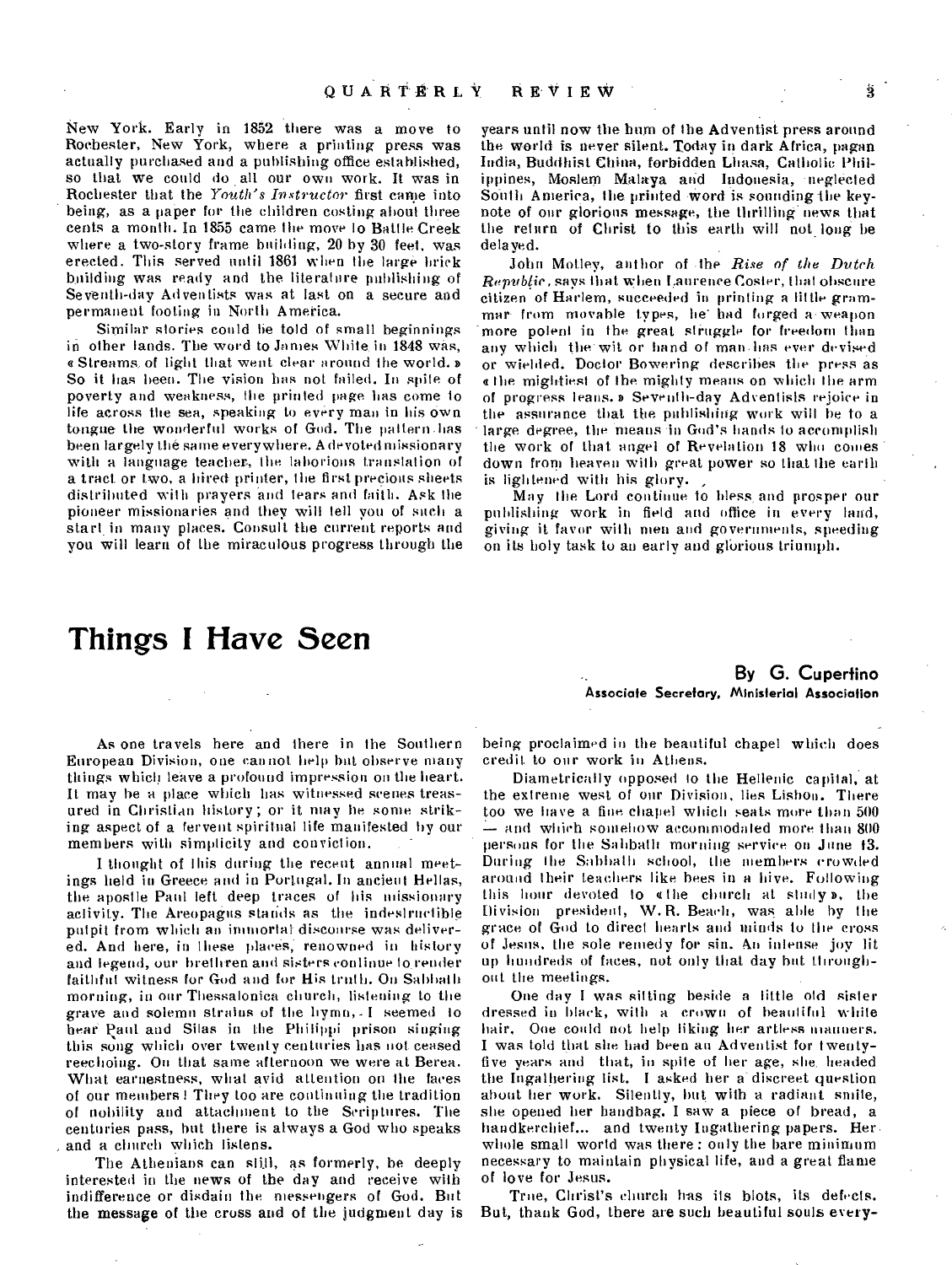New York. Early in 1852 there was a move to Rochester, New York, where a printing press was actually purchased and a publishing office established, so that we could do all our own work. It was in Rochester that the *Youth's Instructor* first came into being, as a paper for the children costing about three cents a month. In 1855 came the move to Battle Creek where a two-story frame building, 20 by 30 feet, was erected. This served until 1861 when the large brick building was ready and the literature publishing of Seventh-day Adventists was at last on a secure and permanent footing in North America.

Similar stories could be told of small beginnings in other lands. The word to James White in 1848 was, « Streams of light that went clear around the world. » So it has been. The vision has not failed. In spite of poverty and weakness, the printed page has come to life across the sea, speaking to every man in his own tongue the wonderful works of God. The pattern has been largely the same everywhere. A devoted missionary with a language teacher, the laborious translation of a tract or two, a hired printer, the first precious sheets distributed with prayers and tears and faith. Ask the pioneer missionaries and they will tell you of such a start in many places. Consult the current reports and you will learn of the miraculous progress through the years until now the hum of the Adventist press around the world is never silent. Today in dark Africa, pagan India, Buddhist China, forbidden Lhasa, Catholic Philippines, Moslem Malaya and Indonesia, neglected South America, the printed word is sounding the keynote of our glorious message, the thrilling news that the return of Christ to this earth will not long be delayed.

John Motley, author of the *Rise of the Dutch Republic*, says that when Laurence Coster, that obscure citizen of Harlem, succeeded in printing a little grammar from movable types, he had forged a weapon more potent in the great struggle for freedom than any which the wit or hand of man has ever devised or wielded. Doctor Bowering describes the press as « the mightiest of the mighty means on which the arm of progress leans. » Seventh-day Adventists rejoice in the assurance that the publishing work will be to a large degree, the means in God's hands to accomplish the work of that angel of Revelation 18 who comes down from heaven with great power so that the earth is lightened with his glory.

May the Lord continue to bless and prosper our publishing work in field and office in every land, giving it favor with men and governments, speeding on its holy task to an early and glorious triumph.

# Things I Have Seen

**By G. Cupertino**
**Associate Secretary, Ministerial Association**

As one travels here and there in the Southern European Division, one cannot help but observe many things which leave a profound impression on the heart. It may be a place which has witnessed scenes treasured in Christian history; or it may be some striking aspect of a fervent spiritual life manifested by our members with simplicity and conviction.

I thought of this during the recent annual meetings held in Greece and in Portugal. In ancient Hellas, the apostle Paul left deep traces of his missionary activity. The Areopagus stands as the indestructible pulpit from which an immortal discourse was delivered. And here, in these places, renowned in history and legend, our brethren and sisters continue to render faithful witness for God and for His truth. On Sabbath morning, in our Thessalonica church, listening to the grave and solemn strains of the hymn, I seemed to hear Paul and Silas in the Philippi prison singing this song which over twenty centuries has not ceased reechoing. On that same afternoon we were at Berea. What earnestness, what avid attention on the faces of our members! They too are continuing the tradition of nobility and attachment to the Scriptures. The centuries pass, but there is always a God who speaks and a church which listens.

The Athenians can still, as formerly, be deeply interested in the news of the day and receive with indifference or disdain the messengers of God. But the message of the cross and of the judgment day is being proclaimed in the beautiful chapel which does credit to our work in Athens.

Diametrically opposed to the Hellenic capital, at the extreme west of our Division, lies Lisbon. There too we have a fine chapel which seats more than 500 — and which somehow accommodated more than 800 persons for the Sabbath morning service on June 13. During the Sabbath school, the members crowded around their teachers like bees in a hive. Following this hour devoted to « the church at study », the Division president, W. R. Beach, was able by the grace of God to direct hearts and minds to the cross of Jesus, the sole remedy for sin. An intense joy lit up hundreds of faces, not only that day but throughout the meetings.

One day I was sitting beside a little old sister dressed in black, with a crown of beautiful white hair. One could not help liking her artless manners. I was told that she had been an Adventist for twenty-five years and that, in spite of her age, she headed the Ingathering list. I asked her a discreet question about her work. Silently, but with a radiant smile, she opened her handbag. I saw a piece of bread, a handkerchief... and twenty Ingathering papers. Her whole small world was there: only the bare minimum necessary to maintain physical life, and a great flame of love for Jesus.

True, Christ's church has its blots, its defects. But, thank God, there are such beautiful souls every-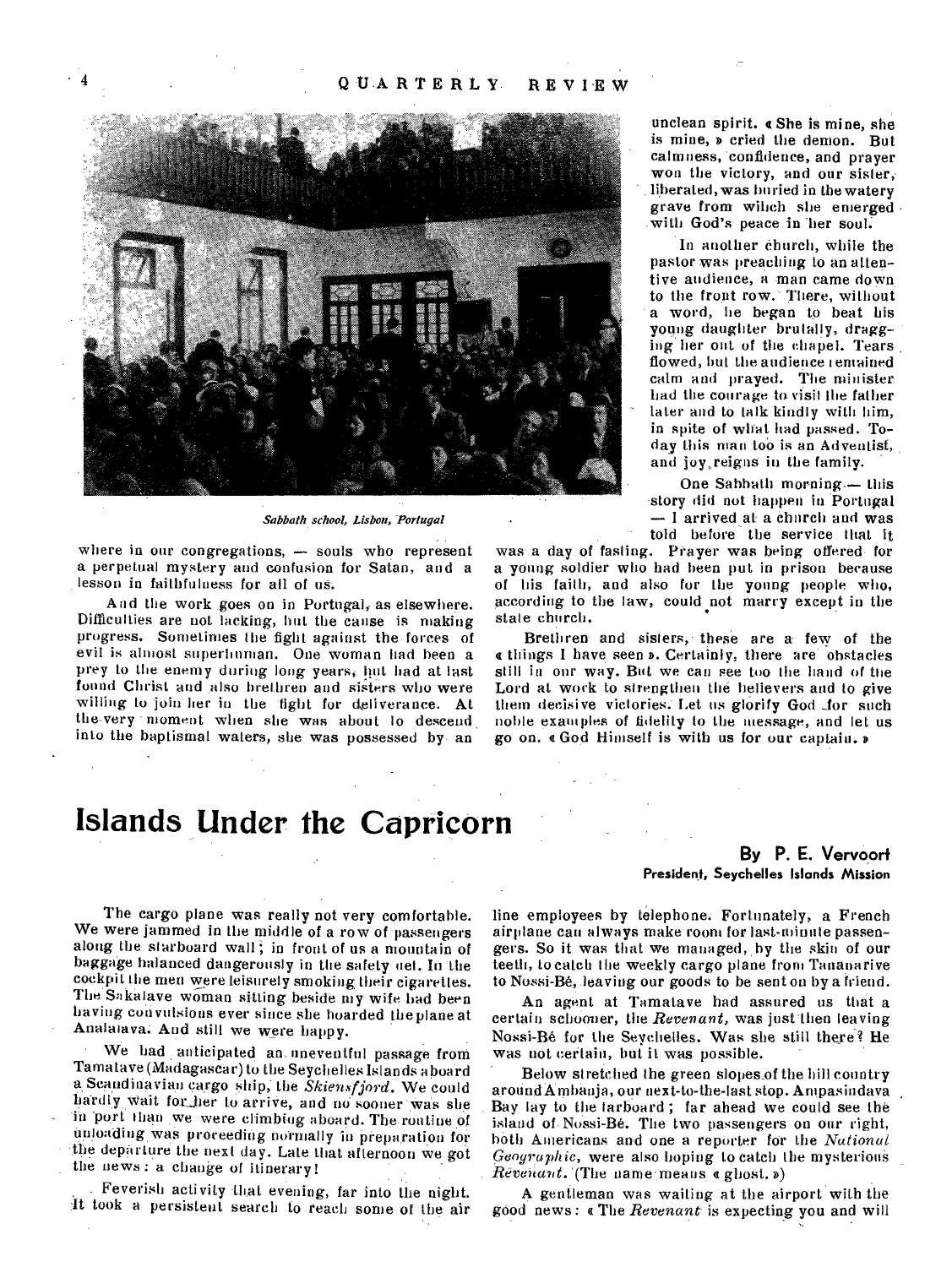Sabbath school, Lisbon, Portugal

where in our congregations, — souls who represent a perpetual mystery and confusion for Satan, and a lesson in faithfulness for all of us.

And the work goes on in Portugal, as elsewhere. Difficulties are not lacking, but the cause is making progress. Sometimes the fight against the forces of evil is almost superhuman. One woman had been a prey to the enemy during long years, but had at last found Christ and also brethren and sisters who were willing to join her in the fight for deliverance. At the very moment when she was about to descend into the baptismal waters, she was possessed by an unclean spirit. « She is mine, she is mine, » cried the demon. But calmness, confidence, and prayer won the victory, and our sister, liberated, was buried in the watery grave from which she emerged with God's peace in her soul.

In another church, while the pastor was preaching to an attentive audience, a man came down to the front row. There, without a word, he began to beat his young daughter brutally, dragging her out of the chapel. Tears flowed, but the audience remained calm and prayed. The minister had the courage to visit the father later and to talk kindly with him, in spite of what had passed. Today this man too is an Adventist, and joy reigns in the family.

One Sabbath morning — this story did not happen in Portugal — I arrived at a church and was told before the service that it was a day of fasting. Prayer was being offered for a young soldier who had been put in prison because of his faith, and also for the young people who, according to the law, could not marry except in the state church.

Brethren and sisters, these are a few of the « things I have seen ». Certainly, there are obstacles still in our way. But we can see too the hand of the Lord at work to strengthen the believers and to give them decisive victories. Let us glorify God for such noble examples of fidelity to the message, and let us go on. « God Himself is with us for our captain. »

# Islands Under the Capricorn

**By P. E. Vervoort**
**President, Seychelles Islands Mission**

The cargo plane was really not very comfortable. We were jammed in the middle of a row of passengers along the starboard wall; in front of us a mountain of baggage balanced dangerously in the safety net. In the cockpit the men were leisurely smoking their cigarettes. The Sakalave woman sitting beside my wife had been having convulsions ever since she boarded the plane at Analalava. And still we were happy.

We had anticipated an uneventful passage from Tamatave (Madagascar) to the Seychelles Islands aboard a Scandinavian cargo ship, the *Skiensfjord*. We could hardly wait for her to arrive, and no sooner was she in port than we were climbing aboard. The routine of unloading was proceeding normally in preparation for the departure the next day. Late that afternoon we got the news: a change of itinerary!

Feverish activity that evening, far into the night. It took a persistent search to reach some of the air line employees by telephone. Fortunately, a French airplane can always make room for last-minute passengers. So it was that we managed, by the skin of our teeth, to catch the weekly cargo plane from Tananarive to Nossi-Bé, leaving our goods to be sent on by a friend.

An agent at Tamatave had assured us that a certain schooner, the *Revenant*, was just then leaving Nossi-Bé for the Seychelles. Was she still there? He was not certain, but it was possible.

Below stretched the green slopes of the hill country around Ambanja, our next-to-the-last stop. Ampasindava Bay lay to the larboard; far ahead we could see the island of Nossi-Bé. The two passengers on our right, both Americans and one a reporter for the *National Geographic*, were also hoping to catch the mysterious *Revenant*. (The name means « ghost. »)

A gentleman was waiting at the airport with the good news: « The *Revenant* is expecting you and will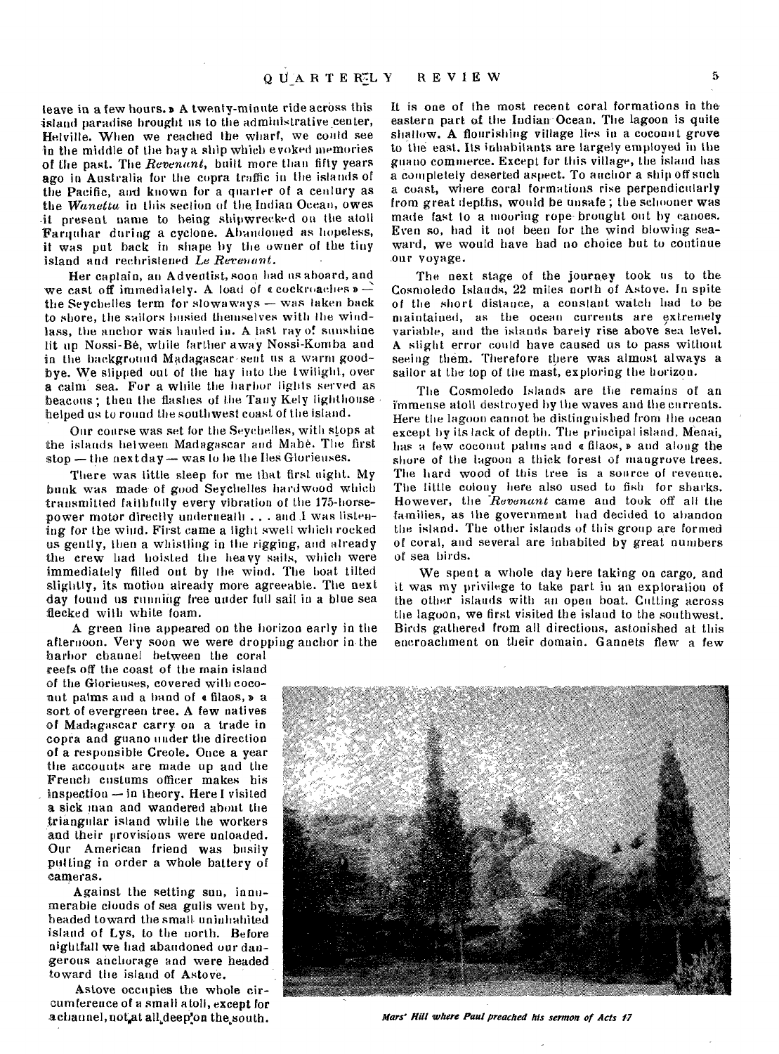leave in a few hours.» A twenty-minute ride across this island paradise brought us to the administrative center, Helville. When we reached the wharf, we could see in the middle of the bay a ship which evoked memories of the past. The *Revenant*, built more than fifty years ago in Australia for the copra traffic in the islands of the Pacific, and known for a quarter of a century as the *Wanetta* in this section of the Indian Ocean, owes it present name to being shipwrecked on the atoll Farquhar during a cyclone. Abandoned as hopeless, it was put back in shape by the owner of the tiny island and rechristened *Le Revenant*.

Her captain, an Adventist, soon had us aboard, and we cast off immediately. A load of « cockroaches » — the Seychelles term for stowaways — was taken back to shore, the sailors busied themselves with the windlass, the anchor was hauled in. A last ray of sunshine lit up Nossi-Bé, while farther away Nossi-Komba and in the background Madagascar sent us a warm good-bye. We slipped out of the bay into the twilight, over a calm sea. For a while the harbor lights served as beacons; then the flashes of the Tany Kely lighthouse helped us to round the southwest coast of the island.

Our course was set for the Seychelles, with stops at the islands between Madagascar and Mahé. The first stop — the next day — was to be the Iles Glorieuses.

There was little sleep for me that first night. My bunk was made of good Seychelles hardwood which transmitted faithfully every vibration of the 175-horsepower motor directly underneath . . . and I was listening for the wind. First came a light swell which rocked us gently, then a whistling in the rigging, and already the crew had hoisted the heavy sails, which were immediately filled out by the wind. The boat tilted slightly, its motion already more agreeable. The next day found us running free under full sail in a blue sea flecked with white foam.

A green line appeared on the horizon early in the afternoon. Very soon we were dropping anchor in the harbor channel between the coral reefs off the coast of the main island of the Glorieuses, covered with coconut palms and a band of « filaos, » a sort of evergreen tree. A few natives of Madagascar carry on a trade in copra and guano under the direction of a responsible Creole. Once a year the accounts are made up and the French customs officer makes his inspection — in theory. Here I visited a sick man and wandered about the triangular island while the workers and their provisions were unloaded. Our American friend was busily putting in order a whole battery of cameras.

Against the setting sun, innumerable clouds of sea gulls went by, headed toward the small uninhabited island of Lys, to the north. Before nightfall we had abandoned our dangerous anchorage and were headed toward the island of Astove.

Astove occupies the whole circumference of a small atoll, except for a channel, not at all deep, on the south. It is one of the most recent coral formations in the eastern part of the Indian Ocean. The lagoon is quite shallow. A flourishing village lies in a coconut grove to the east. Its inhabitants are largely employed in the guano commerce. Except for this village, the island has a completely deserted aspect. To anchor a ship off such a coast, where coral formations rise perpendicularly from great depths, would be unsafe; the schooner was made fast to a mooring rope brought out by canoes. Even so, had it not been for the wind blowing seaward, we would have had no choice but to continue our voyage.

The next stage of the journey took us to the Cosmoledo Islands, 22 miles north of Astove. In spite of the short distance, a constant watch had to be maintained, as the ocean currents are extremely variable, and the islands barely rise above sea level. A slight error could have caused us to pass without seeing them. Therefore there was almost always a sailor at the top of the mast, exploring the horizon.

The Cosmoledo Islands are the remains of an immense atoll destroyed by the waves and the currents. Here the lagoon cannot be distinguished from the ocean except by its lack of depth. The principal island, Menai, has a few coconut palms and « filaos, » and along the shore of the lagoon a thick forest of mangrove trees. The hard wood of this tree is a source of revenue. The little colony here also used to fish for sharks. However, the *Revenant* came and took off all the families, as the government had decided to abandon the island. The other islands of this group are formed of coral, and several are inhabited by great numbers of sea birds.

We spent a whole day here taking on cargo, and it was my privilege to take part in an exploration of the other islands with an open boat. Cutting across the lagoon, we first visited the island to the southwest. Birds gathered from all directions, astonished at this encroachment on their domain. Gannets flew a few

*Mars' Hill where Paul preached his sermon of Acts 17*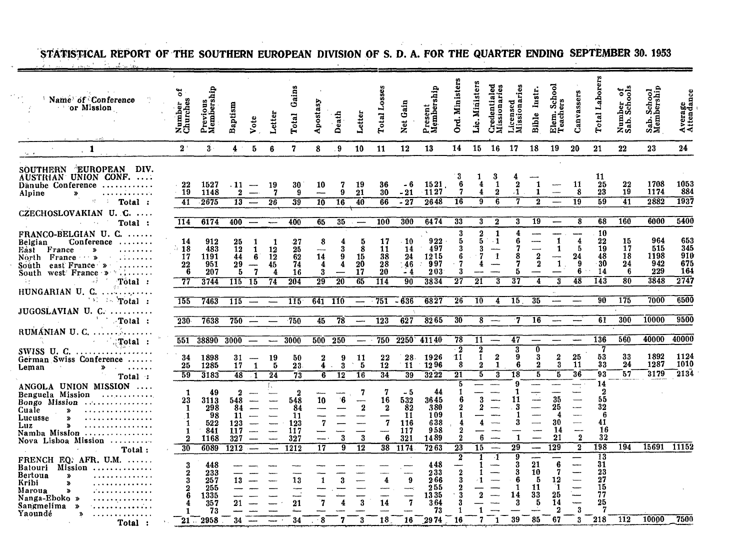# STATISTICAL REPORT OF THE SOUTHERN EUROPEAN DIVISION OF S. D. A. FOR THE QUARTER ENDING SEPTEMBER 30, 1953

| Name of Conference or Mission | Number of Churches | Previous Membership | Baptism | Vote | Letter | Total Gains | Apostasy | Death | Letter | Total Losses | Net Gain | Present Membership | Ord. Ministers | Lic. Ministers | Credentialed Missionaries | Licensed Missionaries | Bible Instr. | Elem. School Teachers | Canvassers | Total Laborers | Number of Sab. Schools | Sab. School Membership | Average Attendance |
|---|---|---|---|---|---|---|---|---|---|---|---|---|---|---|---|---|---|---|---|---|---|---|---|
| 1 | 2 | 3 | 4 | 5 | 6 | 7 | 8 | 9 | 10 | 11 | 12 | 13 | 14 | 15 | 16 | 17 | 18 | 19 | 20 | 21 | 22 | 23 | 24 |
| SOUTHERN EUROPEAN DIV. | | | | | | | | | | | | | | | | | | | | | | | |
| AUSTRIAN UNION CONF. .... | | | | | | | | | | | | | 3 | 1 | 3 | 4 | — | | | 11 | | | |
| Danube Conference | 22 | 1527 | 11 | — | 19 | 30 | 10 | 7 | 19 | 36 | -6 | 1521 | 6 | 4 | 1 | 2 | 1 | — | 11 | 25 | 22 | 1708 | 1053 |
| Alpine » | 19 | 1148 | 2 | — | 7 | 9 | — | 9 | 21 | 30 | -21 | 1127 | 7 | 4 | 2 | 1 | 1 | — | 8 | 23 | 19 | 1174 | 884 |
| Total : | 41 | 2675 | 13 | — | 26 | 39 | 10 | 16 | 40 | 66 | -27 | 2648 | 16 | 9 | 6 | 7 | 2 | — | 19 | 59 | 41 | 2882 | 1937 |
| CZECHOSLOVAKIAN U. C. .... Total : | 114 | 6174 | 400 | — | — | 400 | 65 | 35 | — | 100 | 300 | 6474 | 33 | 3 | 2 | 3 | 19 | — | 8 | 68 | 160 | 6000 | 5400 |
| FRANCO-BELGIAN U. C. ...... | | | | | | | | | | | | | 3 | 2 | 1 | 4 | — | — | — | 10 | | | |
| Belgian Conference | 14 | 912 | 25 | 1 | 1 | 27 | 8 | 4 | 5 | 17 | 10 | 922 | 5 | 5 | 1 | 6 | — | 1 | 4 | 22 | 15 | 964 | 653 |
| East France » | 18 | 483 | 12 | 1 | 12 | 25 | — | 3 | 8 | 11 | 14 | 497 | 3 | 3 | — | 7 | — | 1 | 5 | 19 | 17 | 515 | 345 |
| North France » | 17 | 1191 | 44 | 6 | 12 | 62 | 14 | 9 | 15 | 38 | 24 | 1215 | 6 | 7 | 1 | 8 | 2 | — | 24 | 48 | 18 | 1198 | 910 |
| South east France » | 22 | 951 | 29 | — | 45 | 74 | 4 | 4 | 20 | 28 | 46 | 997 | 7 | 4 | — | 7 | 2 | 1 | 9 | 30 | 24 | 942 | 675 |
| South west France » | 6 | 207 | 5 | 7 | 4 | 16 | 3 | — | 17 | 20 | -4 | 203 | 3 | — | — | 5 | — | — | 6 | 14 | 6 | 229 | 164 |
| Total : | 77 | 3744 | 115 | 15 | 74 | 204 | 29 | 20 | 65 | 114 | 90 | 3834 | 27 | 21 | 3 | 37 | 4 | 3 | 48 | 143 | 80 | 3848 | 2747 |
| HUNGARIAN U. C. .... Total : | 155 | 7463 | 115 | — | — | 115 | 641 | 110 | — | 751 | -636 | 6827 | 26 | 10 | 4 | 15 | 35 | — | — | 90 | 175 | 7000 | 6500 |
| JUGOSLAVIAN U. C. .... Total : | 230 | 7638 | 750 | — | — | 750 | 45 | 78 | — | 123 | 627 | 8265 | 30 | 8 | — | 7 | 16 | — | — | 61 | 300 | 10000 | 9500 |
| RUMANIAN U. C. .... Total : | 551 | 38890 | 3000 | — | — | 3000 | 500 | 250 | — | 750 | 2250 | 41140 | 78 | 11 | — | 47 | — | — | — | 136 | 560 | 40000 | 40000 |
| SWISS U. C. ...... | | | | | | | | | | | | | 2 | 2 | | 3 | 0 | | | 7 | | | |
| German Swiss Conference | 34 | 1898 | 31 | — | 19 | 50 | 2 | 9 | 11 | 22 | 28 | 1926 | 11 | 1 | 2 | 9 | 3 | 2 | 25 | 53 | 33 | 1892 | 1124 |
| Leman » | 25 | 1285 | 17 | 1 | 5 | 23 | 4 | 3 | 5 | 12 | 11 | 1296 | 8 | 2 | 1 | 6 | 2 | 3 | 11 | 33 | 24 | 1287 | 1010 |
| Total : | 59 | 3183 | 48 | 1 | 24 | 73 | 6 | 12 | 16 | 34 | 39 | 3222 | 21 | 5 | 3 | 18 | 5 | 5 | 36 | 93 | 57 | 3179 | 2134 |
| ANGOLA UNION MISSION .... | | | | | | | | | | | | | 5 | — | — | 9 | — | — | — | 14 | | | |
| Benguela Mission | 1 | 49 | 2 | — | — | 2 | — | — | 7 | 7 | -5 | 44 | 1 | — | — | 1 | — | — | — | 2 | | | |
| Bongo Mission | 23 | 3113 | 548 | — | — | 548 | 10 | 6 | — | 16 | 532 | 3645 | 6 | 3 | — | 11 | — | 35 | — | 55 | | | |
| Cuale » | 1 | 298 | 84 | — | — | 84 | — | — | 2 | 2 | 82 | 380 | 2 | 2 | — | 3 | — | 25 | — | 32 | | | |
| Lucusse » | 1 | 98 | 11 | — | — | 11 | — | — | — | — | 11 | 109 | 1 | — | — | 1 | — | 4 | — | 6 | | | |
| Luz » | 1 | 522 | 123 | — | — | 123 | 7 | — | — | 7 | 116 | 638 | 4 | 4 | — | 3 | — | 30 | — | 41 | | | |
| Namba Mission | 1 | 841 | 117 | — | — | 117 | — | — | — | — | 117 | 958 | 2 | — | — | — | — | 14 | — | 16 | | | |
| Nova Lisboa Mission | 2 | 1168 | 327 | — | — | 327 | — | 3 | 3 | 6 | 321 | 1489 | 2 | 6 | — | 1 | — | 21 | 2 | 32 | | | |
| Total : | 30 | 6089 | 1212 | — | — | 1212 | 17 | 9 | 12 | 38 | 1174 | 7263 | 23 | 15 | — | 29 | — | 129 | 2 | 198 | 194 | 15691 | 11152 |
| FRENCH EQ. AFR. U.M. ...... | | | | | | | | | | | | | 2 | 1 | 1 | 9 | — | — | — | 13 | | | |
| Batouri Mission | 3 | 448 | — | — | — | — | — | — | — | — | — | 448 | — | 1 | — | 3 | 21 | 6 | — | 31 | | | |
| Bertoua » | 2 | 233 | — | — | — | — | — | — | — | — | — | 233 | 2 | 1 | — | 3 | 10 | 7 | — | 23 | | | |
| Kribi » | 3 | 257 | 13 | — | — | 13 | 1 | 3 | — | 4 | 9 | 266 | 3 | 1 | — | 6 | 5 | 12 | — | 27 | | | |
| Maroua » | 2 | 255 | — | — | — | — | — | — | — | — | — | 255 | 2 | — | — | 1 | 11 | 1 | — | 15 | | | |
| Nanga-Eboko » | 6 | 1335 | — | — | — | — | — | — | — | — | — | 1335 | 3 | 2 | — | 14 | 33 | 25 | — | 77 | | | |
| Sangmelima » | 4 | 357 | 21 | — | — | 21 | 7 | 4 | 3 | 14 | 7 | 364 | 3 | — | — | 3 | 5 | 14 | — | 25 | | | |
| Yaoundé » | 1 | 73 | — | — | — | — | — | — | — | — | — | 73 | 1 | 1 | — | — | — | 2 | 3 | 7 | | | |
| Total : | 21 | 2958 | 34 | — | — | 34 | 8 | 7 | 3 | 18 | 16 | 2974 | 16 | 7 | 1 | 39 | 85 | 67 | 3 | 218 | 112 | 10000 | 7500 |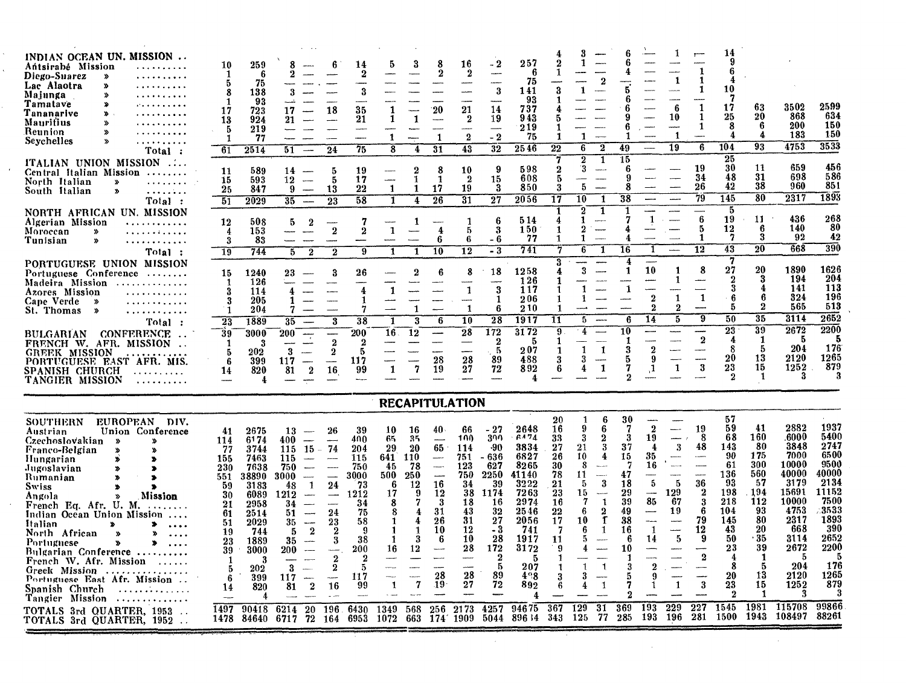| | | | | | | | | | | | | | | | | | | | | | | | |
|---|---|---|---|---|---|---|---|---|---|---|---|---|---|---|---|---|---|---|---|---|---|---|---|
| INDIAN OCEAN UN. MISSION .. | | | | | | | | | | | | | 4 | 3 | — | 6 | — | 1 | — | 14 | | | |
| Antsirabé Mission .......... | 10 | 259 | 8 | — | 6 | 14 | 5 | 3 | 8 | 16 | -2 | 257 | 2 | 1 | — | 6 | — | — | — | 9 | | | |
| Diego-Suarez » .......... | 1 | 6 | 2 | — | — | 2 | — | — | 2 | 2 | — | 6 | 1 | — | — | 4 | — | — | 1 | 6 | | | |
| Lac Alaotra » .......... | 5 | 75 | — | — | — | — | — | — | — | — | — | 75 | — | — | 2 | — | — | 1 | 1 | 4 | | | |
| Majunga » .......... | 8 | 138 | 3 | — | — | 3 | — | — | — | — | 3 | 141 | 3 | 1 | — | 5 | — | — | 1 | 10 | | | |
| Tamatave » .......... | 1 | 93 | — | — | — | — | — | — | — | — | — | 93 | 1 | — | — | 6 | — | — | — | 7 | | | |
| Tananarive » .......... | 17 | 723 | 17 | — | 18 | 35 | 1 | — | 20 | 21 | 14 | 737 | 4 | — | — | 6 | — | 6 | 1 | 17 | 63 | 3502 | 2599 |
| Mauritius » .......... | 13 | 924 | 21 | — | — | 21 | 1 | 1 | — | 2 | 19 | 943 | 5 | — | — | 9 | — | 10 | 1 | 25 | 20 | 868 | 634 |
| Reunion » .......... | 5 | 219 | — | — | — | — | — | — | — | — | — | 219 | 1 | — | — | 6 | — | — | 1 | 8 | 6 | 200 | 150 |
| Seychelles » .......... | 1 | 77 | — | — | — | — | 1 | — | 1 | 2 | -2 | 75 | 1 | 1 | — | 1 | — | 1 | — | 4 | 4 | 183 | 150 |
| Total : | 61 | 2514 | 51 | — | 24 | 75 | 8 | 4 | 31 | 43 | 32 | 2546 | 22 | 6 | 2 | 49 | — | 19 | 6 | 104 | 93 | 4753 | 3533 |
| ITALIAN UNION MISSION ..... | | | | | | | | | | | | | 7 | 2 | 1 | 15 | | | | 25 | | | |
| Central Italian Mission ........ | 11 | 589 | 14 | — | 5 | 19 | — | 2 | 8 | 10 | 9 | 598 | 2 | 3 | — | 6 | — | — | 19 | 30 | 11 | 659 | 456 |
| North Italian » ........ | 15 | 593 | 12 | — | 5 | 17 | — | 1 | 1 | 2 | 15 | 608 | 5 | — | — | 9 | — | — | 34 | 48 | 31 | 698 | 586 |
| South Italian » ........ | 25 | 847 | 9 | — | 13 | 22 | 1 | 1 | 17 | 19 | 3 | 850 | 3 | 5 | — | 8 | — | — | 26 | 42 | 38 | 960 | 851 |
| Total : | 51 | 2029 | 35 | — | 23 | 58 | 1 | 4 | 26 | 31 | 27 | 2056 | 17 | 10 | 1 | 38 | — | — | 79 | 145 | 80 | 2317 | 1893 |
| NORTH AFRICAN UN. MISSION | | | | | | | | | | | | | 1 | 2 | 1 | 1 | — | — | — | 5 | | | |
| Algerian Mission ........... | 12 | 508 | 5 | 2 | — | 7 | — | 1 | — | 1 | 6 | 514 | 4 | 1 | — | 7 | 1 | — | 6 | 19 | 11 | 436 | 268 |
| Moroccan » ........... | 4 | 153 | — | — | 2 | 2 | 1 | — | 4 | 5 | 3 | 150 | 1 | 2 | — | 4 | — | — | 5 | 12 | 6 | 140 | 80 |
| Tunisian » ........... | 3 | 83 | — | — | — | — | — | — | 6 | 6 | -6 | 77 | 1 | 1 | — | 4 | — | — | 1 | 7 | 3 | 92 | 42 |
| Total : | 19 | 744 | 5 | 2 | 2 | 9 | 1 | 1 | 10 | 12 | -3 | 741 | 7 | 6 | 1 | 16 | 1 | — | 12 | 43 | 20 | 668 | 390 |
| PORTUGUESE UNION MISSION | | | | | | | | | | | | | 3 | — | — | 4 | — | | | 7 | | | |
| Portuguese Conference ........ | 15 | 1240 | 23 | — | 3 | 26 | — | 2 | 6 | 8 | 18 | 1258 | 4 | 3 | — | 1 | 10 | 1 | 8 | 27 | 20 | 1890 | 1626 |
| Madeira Mission ............. | 1 | 126 | — | — | — | — | — | — | — | — | — | 126 | 1 | — | — | — | — | 1 | — | 2 | 3 | 194 | 204 |
| Azores Mission ........... | 3 | 114 | 4 | — | — | 4 | 1 | — | — | 1 | 3 | 117 | 1 | 1 | — | 1 | — | — | — | 3 | 4 | 141 | 113 |
| Cape Verde » ........... | 3 | 205 | 1 | — | — | 1 | — | — | — | — | 1 | 206 | 1 | 1 | — | — | 2 | 1 | 1 | 6 | 6 | 324 | 196 |
| St. Thomas » ........... | 1 | 204 | 7 | — | — | 7 | — | 1 | — | 1 | 6 | 210 | 1 | — | — | — | 2 | 2 | — | 5 | 2 | 565 | 513 |
| Total : | 23 | 1889 | 35 | — | 3 | 38 | 1 | 3 | 6 | 10 | 28 | 1917 | 11 | 5 | — | 6 | 14 | 5 | 9 | 50 | 35 | 3114 | 2652 |
| BULGARIAN CONFERENCE .. | 39 | 3000 | 200 | — | — | 200 | 16 | 12 | — | 28 | 172 | 3172 | 9 | 4 | — | 10 | — | — | — | 23 | 39 | 2672 | 2200 |
| FRENCH W. AFR. MISSION .. | 1 | 3 | — | — | 2 | 2 | — | — | — | — | 2 | 5 | 1 | — | — | 1 | — | — | 2 | 4 | 1 | 5 | 5 |
| GREEK MISSION ........... | 5 | 202 | 3 | — | 2 | 5 | — | — | — | — | 5 | 207 | 1 | 1 | 1 | 3 | 2 | — | — | 8 | 5 | 204 | 176 |
| PORTUGUESE EAST AFR. MIS. | 6 | 399 | 117 | — | — | 117 | — | — | 28 | 28 | 89 | 488 | 3 | 3 | — | 5 | 9 | — | — | 20 | 13 | 2120 | 1265 |
| SPANISH CHURCH .......... | 14 | 820 | 81 | 2 | 16 | 99 | 1 | 7 | 19 | 27 | 72 | 892 | 6 | 4 | 1 | 7 | 1 | 1 | 3 | 23 | 15 | 1252 | 879 |
| TANGIER MISSION .......... | — | 4 | — | — | — | — | — | — | — | — | — | 4 | — | — | — | 2 | — | — | — | 2 | 1 | 3 | 3 |

## RECAPITULATION

| | | | | | | | | | | | | | | | | | | | | | | | |
|---|---|---|---|---|---|---|---|---|---|---|---|---|---|---|---|---|---|---|---|---|---|---|---|
| SOUTHERN EUROPEAN DIV. | | | | | | | | | | | | | 20 | 1 | 6 | 30 | — | — | | 57 | | | |
| Austrian Union Conference | 41 | 2675 | 13 | — | 26 | 39 | 10 | 16 | 40 | 66 | -27 | 2648 | 16 | 9 | 6 | 7 | 2 | — | 19 | 59 | 41 | 2882 | 1937 |
| Czechoslovakian » » | 114 | 6174 | 400 | — | — | 400 | 65 | 35 | — | 100 | 300 | 6474 | 33 | 3 | 2 | 3 | 19 | — | 8 | 68 | 160 | 6000 | 5400 |
| Franco-Belgian » » | 77 | 3744 | 115 | 15 | 74 | 204 | 29 | 20 | 65 | 114 | 90 | 3834 | 27 | 21 | 3 | 37 | 4 | 3 | 48 | 143 | 80 | 3848 | 2747 |
| Hungarian » » | 155 | 7463 | 115 | — | — | 115 | 641 | 110 | — | 751 | -636 | 6827 | 26 | 10 | 4 | 15 | 35 | — | — | 90 | 175 | 7000 | 6500 |
| Jugoslavian » » | 230 | 7638 | 750 | — | — | 750 | 45 | 78 | — | 123 | 627 | 8265 | 30 | 8 | — | 7 | 16 | — | — | 61 | 300 | 10000 | 9500 |
| Rumanian » » | 551 | 38890 | 3000 | — | — | 3000 | 500 | 250 | — | 750 | 2250 | 41140 | 78 | 11 | — | 47 | — | — | — | 136 | 560 | 40000 | 40000 |
| Swiss » » | 59 | 3183 | 48 | 1 | 24 | 73 | 6 | 12 | 16 | 34 | 39 | 3222 | 21 | 5 | 3 | 18 | 5 | 5 | 36 | 93 | 57 | 3179 | 2134 |
| Angola » Mission | 30 | 6089 | 1212 | — | — | 1212 | 17 | 9 | 12 | 38 | 1174 | 7263 | 23 | 15 | — | 29 | — | 129 | 2 | 198 | 194 | 15691 | 11152 |
| French Eq. Afr. U. M. ........ | 21 | 2958 | 34 | — | — | 34 | 8 | 7 | 3 | 18 | 16 | 2974 | 16 | 7 | 1 | 39 | 85 | 67 | 3 | 218 | 112 | 10000 | 7500 |
| Indian Ocean Union Mission .... | 61 | 2514 | 51 | — | 24 | 75 | 8 | 4 | 31 | 43 | 32 | 2546 | 22 | 6 | 2 | 49 | — | 19 | 6 | 104 | 93 | 4753 | 3533 |
| Italian » » .... | 51 | 2029 | 35 | — | 23 | 58 | 1 | 4 | 26 | 31 | 27 | 2056 | 17 | 10 | 1 | 38 | — | — | 79 | 145 | 80 | 2317 | 1893 |
| North African » » .... | 19 | 744 | 5 | 2 | 2 | 9 | 1 | 1 | 10 | 12 | -3 | 741 | 7 | 6 | 1 | 16 | 1 | — | 12 | 43 | 20 | 668 | 390 |
| Portuguese » » .... | 23 | 1889 | 35 | — | 3 | 38 | 1 | 3 | 6 | 10 | 28 | 1917 | 11 | 5 | — | 6 | 14 | 5 | 9 | 50 | 35 | 3114 | 2652 |
| Bulgarian Conference .......... | 39 | 3000 | 200 | — | — | 200 | 16 | 12 | — | 28 | 172 | 3172 | 9 | 4 | — | 10 | — | — | — | 23 | 39 | 2672 | 2200 |
| French W. Afr. Mission ...... | 1 | 3 | — | — | 2 | 2 | — | — | — | — | 2 | 5 | 1 | — | — | 1 | — | — | 2 | 4 | 1 | 5 | 5 |
| Greek Mission ............... | 5 | 202 | 3 | — | 2 | 5 | — | — | — | — | 5 | 207 | 1 | 1 | 1 | 3 | 2 | — | — | 8 | 5 | 204 | 176 |
| Portuguese East Afr. Mission .. | 6 | 399 | 117 | — | — | 117 | — | — | 28 | 28 | 89 | 488 | 3 | 3 | — | 5 | 9 | — | — | 20 | 13 | 2120 | 1265 |
| Spanish Church .............. | 14 | 820 | 81 | 2 | 16 | 99 | 1 | 7 | 19 | 27 | 72 | 892 | 6 | 4 | 1 | 7 | 1 | 1 | 3 | 23 | 15 | 1252 | 879 |
| Tangier Mission ............. | — | 4 | — | — | — | — | — | — | — | — | — | 4 | — | — | — | 2 | — | — | — | 2 | 1 | 3 | 3 |
| TOTALS 3rd QUARTER, 1953 .. | 1497 | 90418 | 6214 | 20 | 196 | 6430 | 1349 | 568 | 256 | 2173 | 4257 | 94675 | 367 | 129 | 31 | 369 | 193 | 229 | 227 | 1545 | 1981 | 115708 | 99866 |
| TOTALS 3rd QUARTER, 1952 .. | 1478 | 84640 | 6717 | 72 | 164 | 6953 | 1072 | 663 | 174 | 1909 | 5044 | 89634 | 343 | 125 | 77 | 285 | 193 | 196 | 281 | 1500 | 1943 | 108497 | 88261 |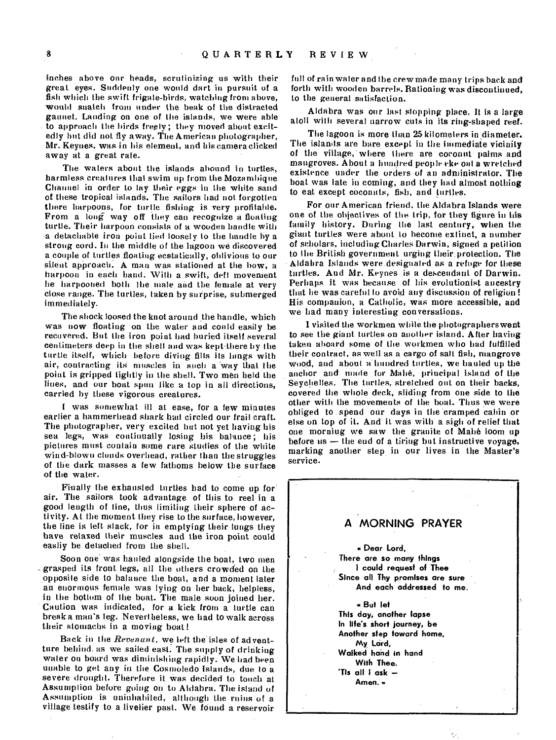inches above our heads, scrutinizing us with their great eyes. Suddenly one would dart in pursuit of a fish which the swift frigate-birds, watching from above, would snatch from under the beak of the distracted gannet. Landing on one of the islands, we were able to approach the birds freely; they moved about excitedly but did not fly away. The American photographer, Mr. Keynes, was in his element, and his camera clicked away at a great rate.

The waters about the islands abound in turtles, harmless creatures that swim up from the Mozambique Channel in order to lay their eggs in the white sand of these tropical islands. The sailors had not forgotten there harpoons, for turtle fishing is very profitable. From a long way off they can recognize a floating turtle. Their harpoon consists of a wooden handle with a detachable iron point tied loosely to the handle by a strong cord. In the middle of the lagoon we discovered a couple of turtles floating ecstatically, oblivious to our silent approach. A man was stationed at the bow, a harpoon in each hand. With a swift, deft movement he harpooned both the male and the female at very close range. The turtles, taken by surprise, submerged immediately.

The shock loosed the knot around the handle, which was now floating on the water and could easily be recovered. But the iron point had buried itself several centimeters deep in the shell and was kept there by the turtle itself, which before diving fills its lungs with air, contracting its muscles in such a way that the point is gripped tightly in the shell. Two men held the lines, and our boat spun like a top in all directions, carried by these vigorous creatures.

I was somewhat ill at ease, for a few minutes earlier a hammerhead shark had circled our frail craft. The photographer, very excited but not yet having his sea legs, was continually losing his balance; his pictures must contain some rare studies of the white wind-blown clouds overhead, rather than the struggles of the dark masses a few fathoms below the surface of the water.

Finally the exhausted turtles had to come up for air. The sailors took advantage of this to reel in a good length of line, thus limiting their sphere of activity. At the moment they rise to the surface, however, the line is left slack, for in emptying their lungs they have relaxed their muscles and the iron point could easily be detached from the shell.

Soon one was hauled alongside the boat, two men grasped its front legs, all the others crowded on the opposite side to balance the boat, and a moment later an enormous female was lying on her back, helpless, in the bottom of the boat. The male soon joined her. Caution was indicated, for a kick from a turtle can break a man's leg. Nevertheless, we had to walk across their stomachs in a moving boat!

Back in the *Revenant*, we left the isles of adventure behind as we sailed east. The supply of drinking water on board was diminishing rapidly. We had been unable to get any in the Cosmoledo Islands, due to a severe drought. Therefore it was decided to touch at Assumption before going on to Aldabra. The island of Assumption is uninhabited, although the ruins of a village testify to a livelier past. We found a reservoir full of rain water and the crew made many trips back and forth with wooden barrels. Rationing was discontinued, to the general satisfaction.

Aldabra was our last stopping place. It is a large atoll with several narrow cuts in its ring-shaped reef.

The lagoon is more than 25 kilometers in diameter. The islands are bare except in the immediate vicinity of the village, where there are coconut palms and mangroves. About a hundred people eke out a wretched existence under the orders of an administrator. The boat was late in coming, and they had almost nothing to eat except coconuts, fish, and turtles.

For our American friend, the Aldabra Islands were one of the objectives of the trip, for they figure in his family history. During the last century, when the giant turtles were about to become extinct, a number of scholars, including Charles Darwin, signed a petition to the British government urging their protection. The Aldabra Islands were designated as a refuge for these turtles. And Mr. Keynes is a descendant of Darwin. Perhaps it was because of his evolutionist ancestry that he was careful to avoid any discussion of religion! His companion, a Catholic, was more accessible, and we had many interesting conversations.

I visited the workmen while the photographers went to see the giant turtles on another island. After having taken aboard some of the workmen who had fulfilled their contract, as well as a cargo of salt fish, mangrove wood, and about a hundred turtles, we hauled up the anchor and made for Mahé, principal island of the Seychelles. The turtles, stretched out on their backs, covered the whole deck, sliding from one side to the other with the movements of the boat. Thus we were obliged to spend our days in the cramped cabin or else on top of it. And it was with a sigh of relief that one morning we saw the granite of Mahé loom up before us — the end of a tiring but instructive voyage, marking another step in our lives in the Master's service.

## A MORNING PRAYER

« Dear Lord,
There are so many things
I could request of Thee
Since all Thy promises are sure
And each addressed to me.

« But let
This day, another lapse
In life's short journey, be
Another step toward home,
My Lord,
Walked hand in hand
With Thee.
'Tis all I ask —
Amen. »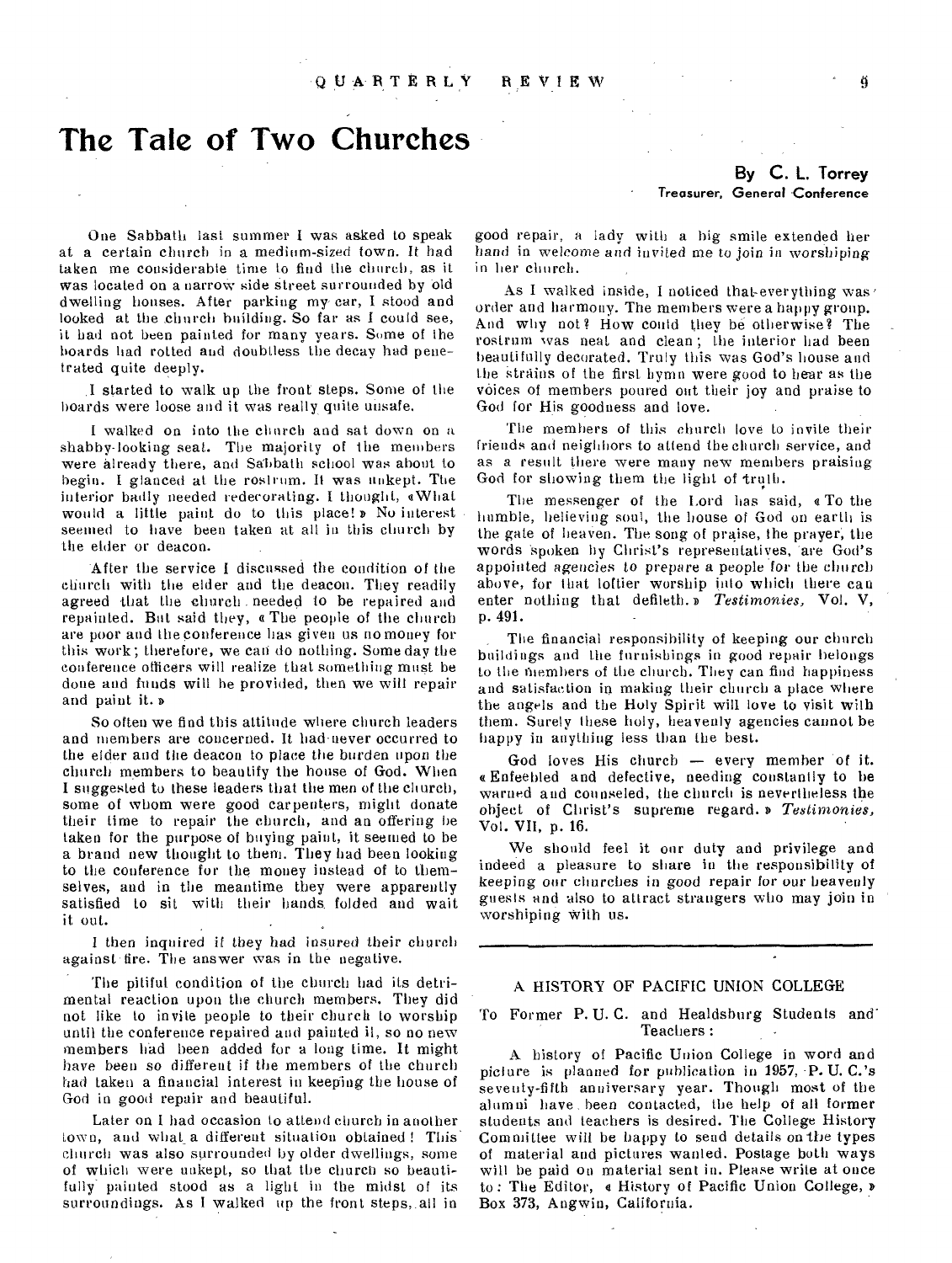# The Tale of Two Churches

**By C. L. Torrey**
**Treasurer, General Conference**

One Sabbath last summer I was asked to speak at a certain church in a medium-sized town. It had taken me considerable time to find the church, as it was located on a narrow side street surrounded by old dwelling houses. After parking my car, I stood and looked at the church building. So far as I could see, it had not been painted for many years. Some of the boards had rotted and doubtless the decay had penetrated quite deeply.

I started to walk up the front steps. Some of the boards were loose and it was really quite unsafe.

I walked on into the church and sat down on a shabby-looking seat. The majority of the members were already there, and Sabbath school was about to begin. I glanced at the rostrum. It was unkept. The interior badly needed redecorating. I thought, «What would a little paint do to this place!» No interest seemed to have been taken at all in this church by the elder or deacon.

After the service I discussed the condition of the church with the elder and the deacon. They readily agreed that the church needed to be repaired and repainted. But said they, «The people of the church are poor and the conference has given us no money for this work; therefore, we can do nothing. Some day the conference officers will realize that something must be done and funds will be provided, then we will repair and paint it.»

So often we find this attitude where church leaders and members are concerned. It had never occurred to the elder and the deacon to place the burden upon the church members to beautify the house of God. When I suggested to these leaders that the men of the church, some of whom were good carpenters, might donate their time to repair the church, and an offering be taken for the purpose of buying paint, it seemed to be a brand new thought to them. They had been looking to the conference for the money instead of to themselves, and in the meantime they were apparently satisfied to sit with their hands folded and wait it out.

I then inquired if they had insured their church against fire. The answer was in the negative.

The pitiful condition of the church had its detrimental reaction upon the church members. They did not like to invite people to their church to worship until the conference repaired and painted it, so no new members had been added for a long time. It might have been so different if the members of the church had taken a financial interest in keeping the house of God in good repair and beautiful.

Later on I had occasion to attend church in another town, and what a different situation obtained! This church was also surrounded by older dwellings, some of which were unkept, so that the church so beautifully painted stood as a light in the midst of its surroundings. As I walked up the front steps, all in good repair, a lady with a big smile extended her hand in welcome and invited me to join in worshiping in her church.

As I walked inside, I noticed that everything was order and harmony. The members were a happy group. And why not? How could they be otherwise? The rostrum was neat and clean; the interior had been beautifully decorated. Truly this was God's house and the strains of the first hymn were good to hear as the voices of members poured out their joy and praise to God for His goodness and love.

The members of this church love to invite their friends and neighbors to attend the church service, and as a result there were many new members praising God for showing them the light of truth.

The messenger of the Lord has said, «To the humble, believing soul, the house of God on earth is the gate of heaven. The song of praise, the prayer, the words spoken by Christ's representatives, are God's appointed agencies to prepare a people for the church above, for that loftier worship into which there can enter nothing that defileth.» *Testimonies,* Vol. V, p. 491.

The financial responsibility of keeping our church buildings and the furnishings in good repair belongs to the members of the church. They can find happiness and satisfaction in making their church a place where the angels and the Holy Spirit will love to visit with them. Surely these holy, heavenly agencies cannot be happy in anything less than the best.

God loves His church — every member of it. «Enfeebled and defective, needing constantly to be warned and counseled, the church is nevertheless the object of Christ's supreme regard.» *Testimonies,* Vol. VII, p. 16.

We should feel it our duty and privilege and indeed a pleasure to share in the responsibility of keeping our churches in good repair for our heavenly guests and also to attract strangers who may join in worshiping with us.

---

## A HISTORY OF PACIFIC UNION COLLEGE

To Former P. U. C. and Healdsburg Students and Teachers:

A history of Pacific Union College in word and picture is planned for publication in 1957, P. U. C.'s seventy-fifth anniversary year. Though most of the alumni have been contacted, the help of all former students and teachers is desired. The College History Committee will be happy to send details on the types of material and pictures wanted. Postage both ways will be paid on material sent in. Please write at once to: The Editor, « History of Pacific Union College, » Box 373, Angwin, California.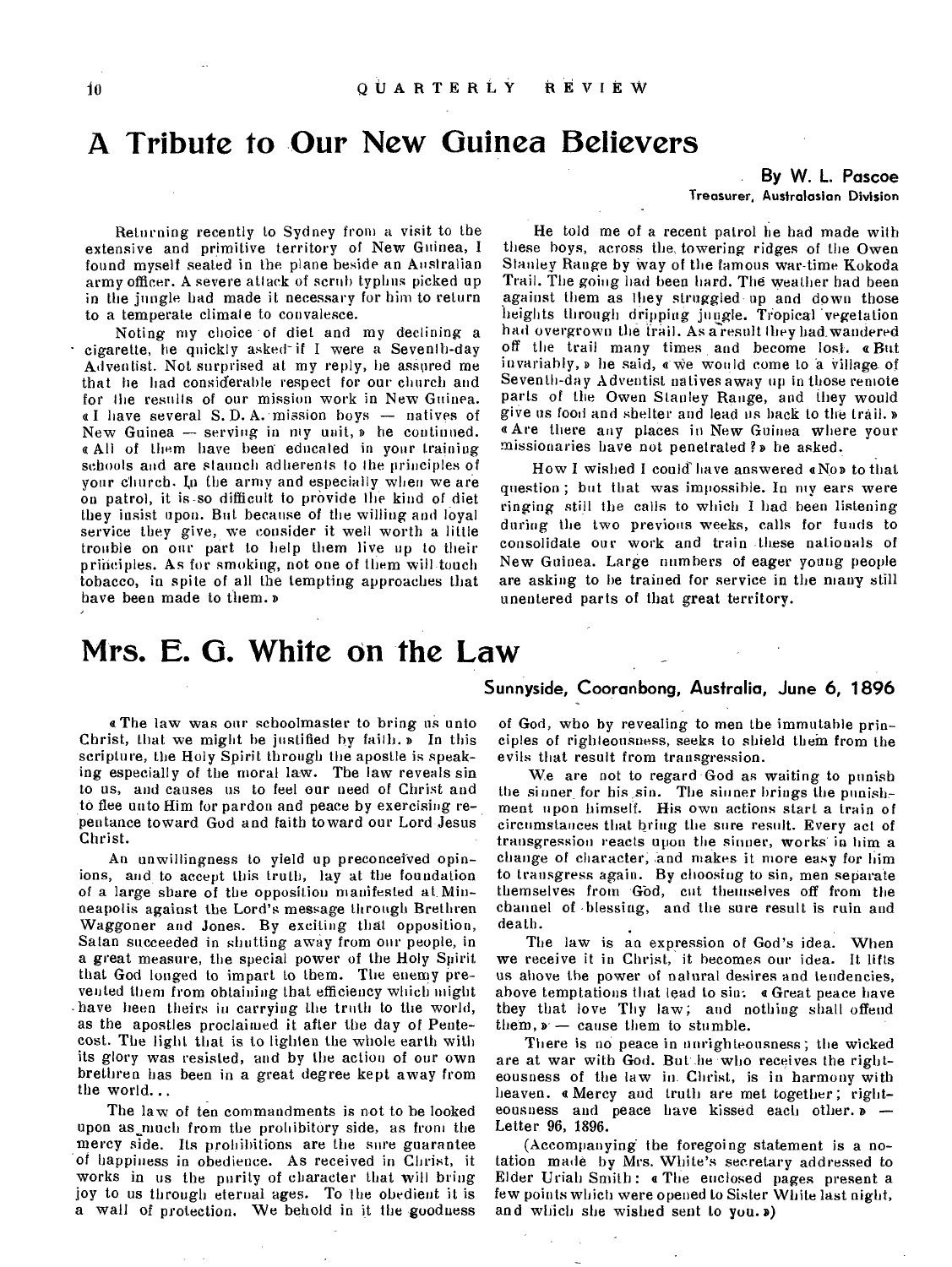# A Tribute to Our New Guinea Believers

**By W. L. Pascoe**
**Treasurer, Australasian Division**

Returning recently to Sydney from a visit to the extensive and primitive territory of New Guinea, I found myself seated in the plane beside an Australian army officer. A severe attack of scrub typhus picked up in the jungle had made it necessary for him to return to a temperate climate to convalesce.

Noting my choice of diet and my declining a cigarette, he quickly asked if I were a Seventh-day Adventist. Not surprised at my reply, he assured me that he had considerable respect for our church and for the results of our mission work in New Guinea. «I have several S. D. A. mission boys — natives of New Guinea — serving in my unit,» he continued. «All of them have been educated in your training schools and are staunch adherents to the principles of your church. In the army and especially when we are on patrol, it is so difficult to provide the kind of diet they insist upon. But because of the willing and loyal service they give, we consider it well worth a little trouble on our part to help them live up to their principles. As for smoking, not one of them will touch tobacco, in spite of all the tempting approaches that have been made to them.»

He told me of a recent patrol he had made with these boys, across the towering ridges of the Owen Stanley Range by way of the famous war-time Kokoda Trail. The going had been hard. The weather had been against them as they struggled up and down those heights through dripping jungle. Tropical vegetation had overgrown the trail. As a result they had wandered off the trail many times and become lost. «But invariably,» he said, «we would come to a village of Seventh-day Adventist natives away up in those remote parts of the Owen Stanley Range, and they would give us food and shelter and lead us back to the trail.» «Are there any places in New Guinea where your missionaries have not penetrated?» he asked.

How I wished I could have answered «No» to that question; but that was impossible. In my ears were ringing still the calls to which I had been listening during the two previous weeks, calls for funds to consolidate our work and train these nationals of New Guinea. Large numbers of eager young people are asking to be trained for service in the many still unentered parts of that great territory.

# Mrs. E. G. White on the Law

**Sunnyside, Cooranbong, Australia, June 6, 1896**

«The law was our schoolmaster to bring us unto Christ, that we might be justified by faith.» In this scripture, the Holy Spirit through the apostle is speaking especially of the moral law. The law reveals sin to us, and causes us to feel our need of Christ and to flee unto Him for pardon and peace by exercising repentance toward God and faith toward our Lord Jesus Christ.

An unwillingness to yield up preconceived opinions, and to accept this truth, lay at the foundation of a large share of the opposition manifested at Minneapolis against the Lord's message through Brethren Waggoner and Jones. By exciting that opposition, Satan succeeded in shutting away from our people, in a great measure, the special power of the Holy Spirit that God longed to impart to them. The enemy prevented them from obtaining that efficiency which might have been theirs in carrying the truth to the world, as the apostles proclaimed it after the day of Pentecost. The light that is to lighten the whole earth with its glory was resisted, and by the action of our own brethren has been in a great degree kept away from the world...

The law of ten commandments is not to be looked upon as much from the prohibitory side, as from the mercy side. Its prohibitions are the sure guarantee of happiness in obedience. As received in Christ, it works in us the purity of character that will bring joy to us through eternal ages. To the obedient it is a wall of protection. We behold in it the goodness of God, who by revealing to men the immutable principles of righteousness, seeks to shield them from the evils that result from transgression.

We are not to regard God as waiting to punish the sinner for his sin. The sinner brings the punishment upon himself. His own actions start a train of circumstances that bring the sure result. Every act of transgression reacts upon the sinner, works in him a change of character, and makes it more easy for him to transgress again. By choosing to sin, men separate themselves from God, cut themselves off from the channel of blessing, and the sure result is ruin and death.

The law is an expression of God's idea. When we receive it in Christ, it becomes our idea. It lifts us above the power of natural desires and tendencies, above temptations that lead to sin. «Great peace have they that love Thy law; and nothing shall offend them,» — cause them to stumble.

There is no peace in unrighteousness; the wicked are at war with God. But he who receives the righteousness of the law in Christ, is in harmony with heaven. «Mercy and truth are met together; righteousness and peace have kissed each other.» — Letter 96, 1896.

(Accompanying the foregoing statement is a notation made by Mrs. White's secretary addressed to Elder Uriah Smith: «The enclosed pages present a few points which were opened to Sister White last night, and which she wished sent to you.»)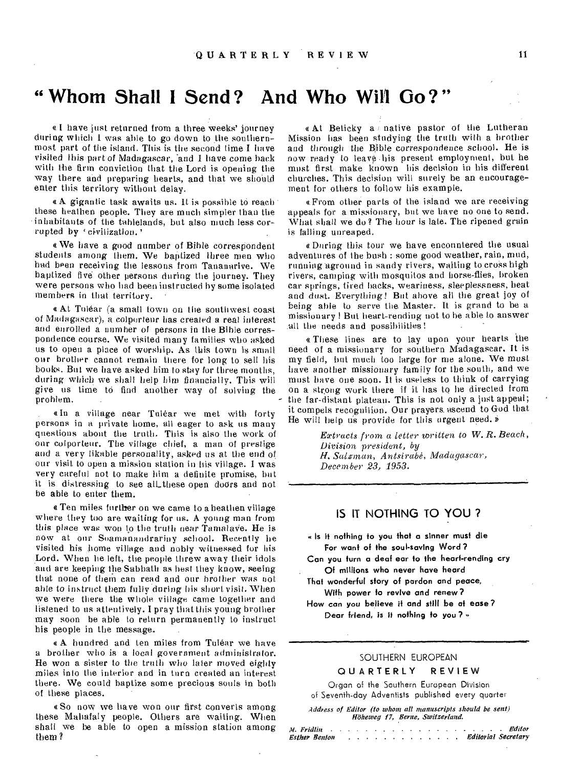# "Whom Shall I Send? And Who Will Go?"

« I have just returned from a three weeks' journey during which I was able to go down to the southernmost part of the island. This is the second time I have visited this part of Madagascar, and I have come back with the firm conviction that the Lord is opening the way there and preparing hearts, and that we should enter this territory without delay.

« A gigantic task awaits us. It is possible to reach these heathen people. They are much simpler than the inhabitants of the tablelands, but also much less corrupted by 'civilization.'

« We have a good number of Bible correspondent students among them. We baptized three men who had been receiving the lessons from Tananarive. We baptized five other persons during the journey. They were persons who had been instructed by some isolated members in that territory.

« At Tuléar (a small town on the southwest coast of Madagascar), a colporteur has created a real interest and enrolled a number of persons in the Bible correspondence course. We visited many families who asked us to open a place of worship. As this town is small our brother cannot remain there for long to sell his books. But we have asked him to stay for three months, during which we shall help him financially. This will give us time to find another way of solving the problem.

« In a village near Tuléar we met with forty persons in a private home, all eager to ask us many questions about the truth. This is also the work of our colporteur. The village chief, a man of prestige and a very likable personality, asked us at the end of our visit to open a mission station in his village. I was very careful not to make him a definite promise, but it is distressing to see all these open doors and not be able to enter them.

« Ten miles further on we came to a heathen village where they too are waiting for us. A young man from this place was won to the truth near Tamatave. He is now at our Soamanandrariny school. Recently he visited his home village and nobly witnessed for his Lord. When he left, the people threw away their idols and are keeping the Sabbath as best they know, seeing that none of them can read and our brother was not able to instruct them fully during his short visit. When we were there the whole village came together and listened to us attentively. I pray that this young brother may soon be able to return permanently to instruct his people in the message.

« A hundred and ten miles from Tuléar we have a brother who is a local government administrator. He won a sister to the truth who later moved eighty miles into the interior and in turn created an interest there. We could baptize some precious souls in both of these places.

« So now we have won our first converts among these Mahafaly people. Others are waiting. When shall we be able to open a mission station among them?

« At Beticky a native pastor of the Lutheran Mission has been studying the truth with a brother and through the Bible correspondence school. He is now ready to leave his present employment, but he must first make known his decision in his different churches. This decision will surely be an encouragement for others to follow his example.

« From other parts of the island we are receiving appeals for a missionary, but we have no one to send. What shall we do? The hour is late. The ripened grain is falling unreaped.

« During this tour we have encountered the usual adventures of the bush: some good weather, rain, mud, running aground in sandy rivers, waiting to cross high rivers, camping with mosquitos and horse-flies, broken car springs, tired backs, weariness, sleeplessness, heat and dust. Everything! But above all the great joy of being able to serve the Master. It is grand to be a missionary! But heart-rending not to be able to answer all the needs and possibilities!

« These lines are to lay upon your hearts the need of a missionary for southern Madagascar. It is my field, but much too large for me alone. We must have another missionary family for the south, and we must have one soon. It is useless to think of carrying on a strong work there if it has to be directed from the far-distant plateau. This is not only a just appeal; it compels recognition. Our prayers ascend to God that He will help us provide for this urgent need. »

*Extracts from a letter written to W. R. Beach, Division president, by H. Salzmann, Antsirabé, Madagascar, December 23, 1953.*

---

## IS IT NOTHING TO YOU?

« Is it nothing to you that a sinner must die
For want of the soul-saving Word?
Can you turn a deaf ear to the heart-rending cry
Of millions who never have heard
That wonderful story of pardon and peace,
With power to revive and renew?
How can you believe it and still be at ease?
Dear friend, is it nothing to you? »

---

SOUTHERN EUROPEAN

QUARTERLY REVIEW

Organ of the Southern European Division of Seventh-day Adventists published every quarter

*Address of Editor (to whom all manuscripts should be sent) Höheweg 17, Berne, Switzerland.*

*M. Fridlin* . . . . . . . . . . . . *Editor*
*Esther Benton* . . . . . . . . . . *Editorial Secretary*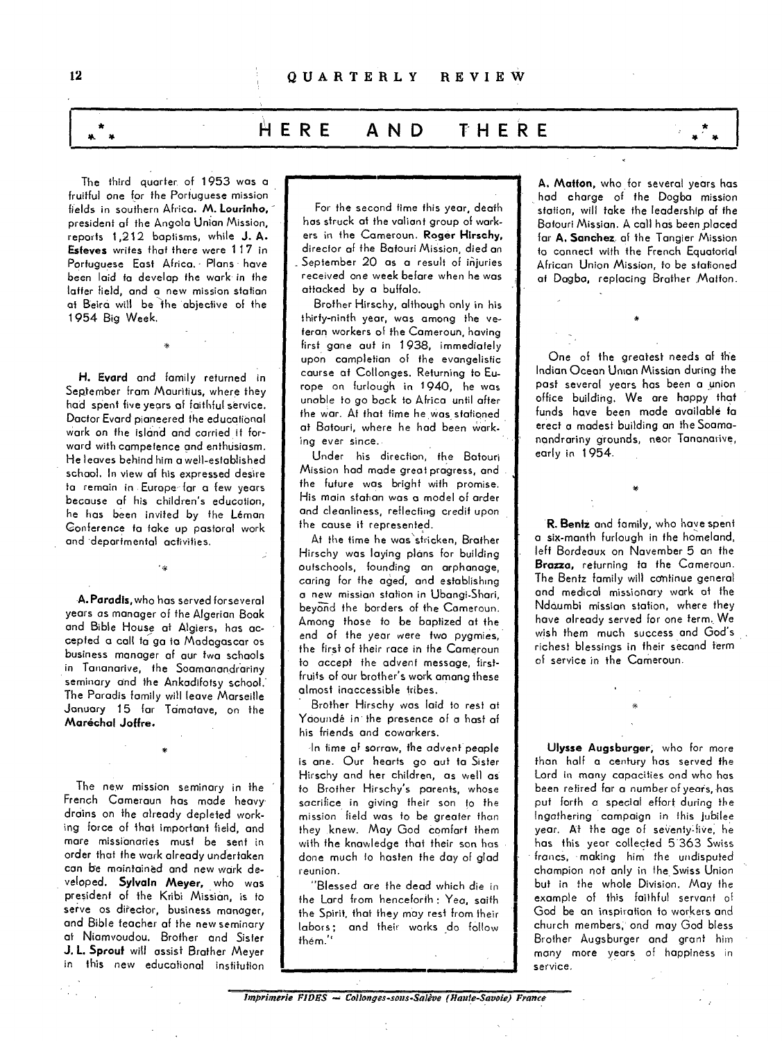# HERE AND THERE

The third quarter of 1953 was a fruitful one for the Portuguese mission fields in southern Africa. **M. Lourinho,** president of the Angola Union Mission, reports 1,212 baptisms, while **J. A. Esteves** writes that there were 117 in Portuguese East Africa. Plans have been laid to develop the work in the latter field, and a new mission station at Beira will be the objective of the 1954 Big Week.

\*

**H. Evard** and family returned in September from Mauritius, where they had spent five years of faithful service. Doctor Evard pioneered the educational work on the island and carried it forward with competence and enthusiasm. He leaves behind him a well-established school. In view of his expressed desire to remain in Europe for a few years because of his children's education, he has been invited by the Léman Conference to take up pastoral work and departmental activities.

\*

**A. Paradis,** who has served for several years as manager of the Algerian Book and Bible House at Algiers, has accepted a call to go to Madagascar as business manager of our two schools in Tananarive, the Soamanandrariny seminary and the Ankadifotsy school. The Paradis family will leave Marseille January 15 for Tamatave, on the **Maréchal Joffre.**

\*

The new mission seminary in the French Cameroun has made heavy drains on the already depleted working force of that important field, and more missionaries must be sent in order that the work already undertaken can be maintained and new work developed. **Sylvain Meyer,** who was president of the Kribi Mission, is to serve as director, business manager, and Bible teacher of the new seminary at Nlamvoudou. Brother and Sister **J. L. Sprout** will assist Brother Meyer in this new educational institution

For the second time this year, death has struck at the valiant group of workers in the Cameroun. **Roger Hirschy,** director of the Batouri Mission, died on September 20 as a result of injuries received one week before when he was attacked by a buffalo.

Brother Hirschy, although only in his thirty-ninth year, was among the veteran workers of the Cameroun, having first gone out in 1938, immediately upon completion of the evangelistic course at Collonges. Returning to Europe on furlough in 1940, he was unable to go back to Africa until after the war. At that time he was stationed at Batouri, where he had been working ever since.

Under his direction, the Batouri Mission had made great progress, and the future was bright with promise. His main station was a model of order and cleanliness, reflecting credit upon the cause it represented.

At the time he was stricken, Brother Hirschy was laying plans for building outschools, founding an orphanage, caring for the aged, and establishing a new mission station in Ubangi-Shari, beyond the borders of the Cameroun. Among those to be baptized at the end of the year were two pygmies, the first of their race in the Cameroun to accept the advent message, firstfruits of our brother's work among these almost inaccessible tribes.

Brother Hirschy was laid to rest at Yaoundé in the presence of a host of his friends and coworkers.

In time of sorrow, the advent people is one. Our hearts go out to Sister Hirschy and her children, as well as to Brother Hirschy's parents, whose sacrifice in giving their son to the mission field was to be greater than they knew. May God comfort them with the knowledge that their son has done much to hasten the day of glad reunion.

"Blessed are the dead which die in the Lord from henceforth: Yea, saith the Spirit, that they may rest from their labors; and their works do follow them."

**A. Matton,** who for several years has had charge of the Dogba mission station, will take the leadership of the Batouri Mission. A call has been placed for **A. Sanchez** of the Tangier Mission to connect with the French Equatorial African Union Mission, to be stationed at Dogba, replacing Brother Matton.

\*

One of the greatest needs of the Indian Ocean Union Mission during the past several years has been a union office building. We are happy that funds have been made available to erect a modest building on the Soamanandrariny grounds, near Tananarive, early in 1954.

\*

**R. Bentz** and family, who have spent a six-month furlough in the homeland, left Bordeaux on November 5 on the **Brazza,** returning to the Cameroun. The Bentz family will continue general and medical missionary work at the Ndoumbi mission station, where they have already served for one term. We wish them much success and God's richest blessings in their second term of service in the Cameroun.

\*

**Ulysse Augsburger,** who for more than half a century has served the Lord in many capacities and who has been retired for a number of years, has put forth a special effort during the Ingathering campaign in this jubilee year. At the age of seventy-five, he has this year collected 5'363 Swiss francs, making him the undisputed champion not only in the Swiss Union but in the whole Division. May the example of this faithful servant of God be an inspiration to workers and church members, and may God bless Brother Augsburger and grant him many more years of happiness in service.

*Imprimerie FIDES — Collonges-sous-Salève (Haute-Savoie) France*